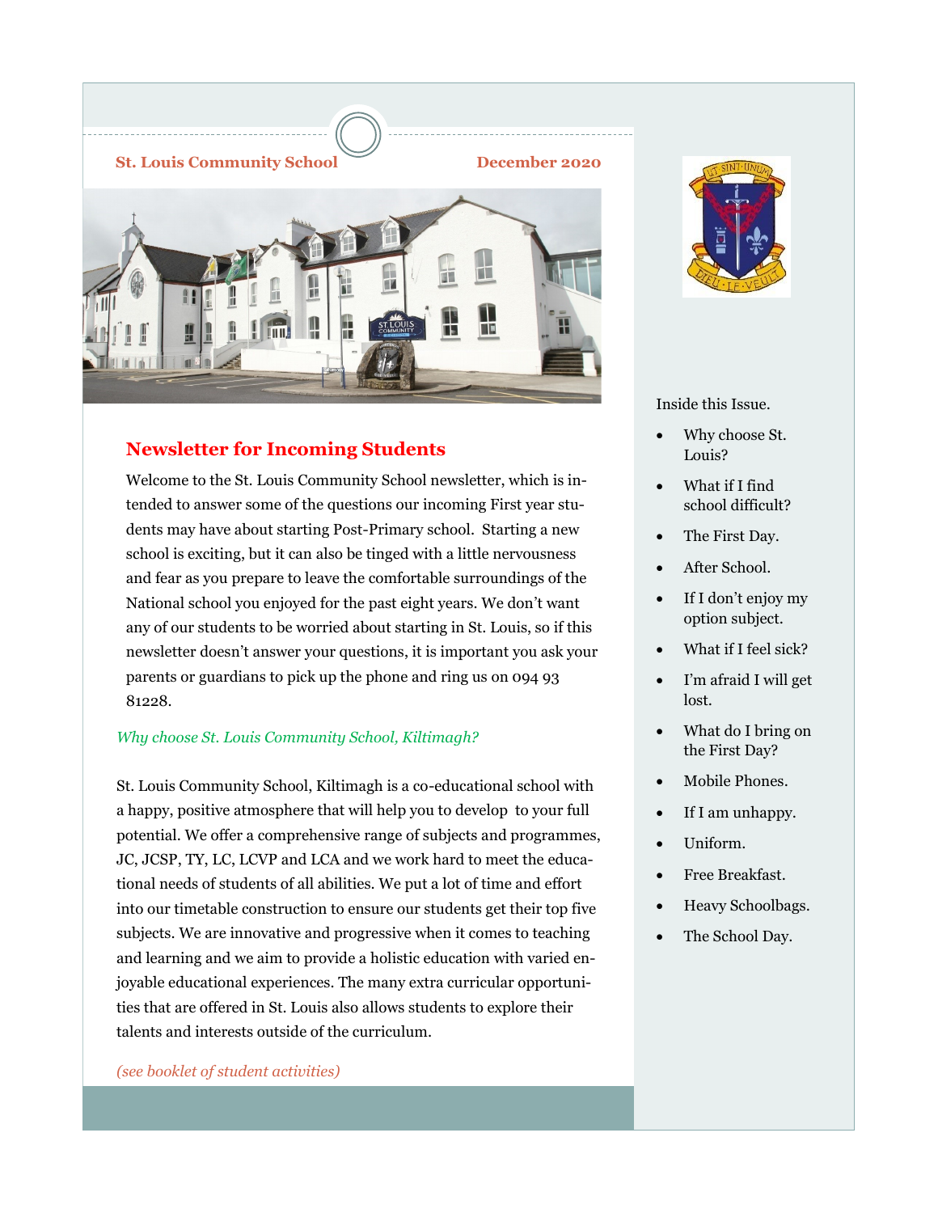St. Louis Community School

December 2020

## Newsletter for Incoming Students

Welcome to the St. Louis Community School newsletter, which is intended to answer some of the questions our incoming First year students may have about starting Post-Primary school. Starting a new school is exciting, but it can also be tinged with a little nervousness and fear as you prepare to leave the comfortable surroundings of the National school you enjoyed for the past eight years. We don't want any of our students to be worried about starting in St. Louis, so if this newsletter doesn't answer your questions, it is important you ask your parents or guardians to pick up the phone and ring us on 094 93 81228.

### *Why choose St. Louis Community School, Kiltimagh?*

St. Louis Community School, Kiltimagh is a co-educational school with a happy, positive atmosphere that will help you to develop to your full potential. We offer a comprehensive range of subjects and programmes, JC, JCSP, TY, LC, LCVP and LCA and we work hard to meet the educational needs of students of all abilities. We put a lot of time and effort into our timetable construction to ensure our students get their top five subjects. We are innovative and progressive when it comes to teaching and learning and we aim to provide a holistic education with varied enjoyable educational experiences. The many extra curricular opportunities that are offered in St. Louis also allows students to explore their talents and interests outside of the curriculum.

*(see booklet of student activities)*

Inside this Issue.

- Why choose St. Louis?
- What if I find school difficult?
- The First Day.
- After School.
- If I don't enjoy my option subject.
- What if I feel sick?
- I'm afraid I will get lost.
- What do I bring on the First Day?
- Mobile Phones.
- If I am unhappy.
- Uniform.
- Free Breakfast.
- Heavy Schoolbags.
- The School Day.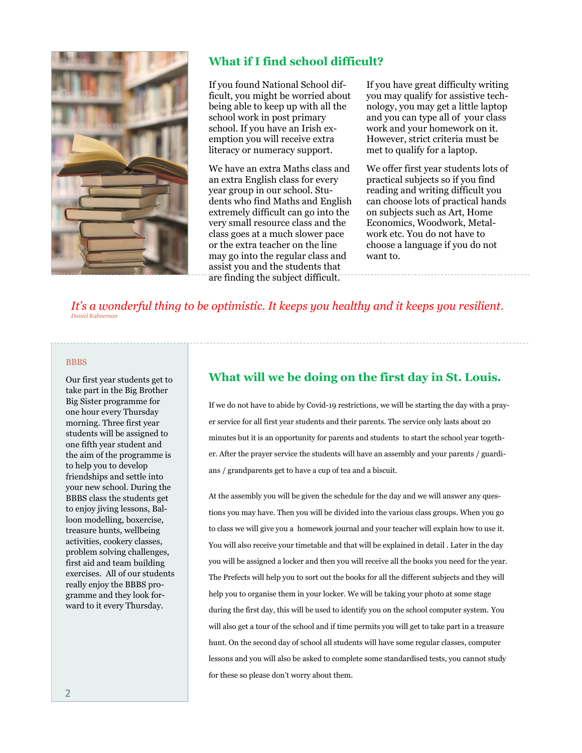## What if I find school difficult?

If you found National School difficult, you might be worried about being able to keep up with all the school work in post primary school. If you have an Irish exemption you will receive extra literacy or numeracy support.

We have an extra Maths class and an extra English class for every year group in our school. Students who find Maths and English extremely difficult can go into the very small resource class and the class goes at a much slower pace or the extra teacher on the line may go into the regular class and assist you and the students that are finding the subject difficult.

If you have great difficulty writing you may qualify for assistive technology, you may get a little laptop and you can type all of your class work and your homework on it. However, strict criteria must be met to qualify for a laptop.

We offer first year students lots of practical subjects so if you find reading and writing difficult you can choose lots of practical hands on subjects such as Art, Home Economics, Woodwork, Metalwork etc. You do not have to choose a language if you do not want to.

*It's a wonderful thing to be optimistic. It keeps you healthy and it keeps you resilient.*

*Daniel Kahneman*

### BBBS

Our first year students get to take part in the Big Brother Big Sister programme for one hour every Thursday morning. Three first year students will be assigned to one fifth year student and the aim of the programme is to help you to develop friendships and settle into your new school. During the BBBS class the students get to enjoy jiving lessons, Balloon modelling, boxercise, treasure hunts, wellbeing activities, cookery classes, problem solving challenges, first aid and team building exercises. All of our students really enjoy the BBBS programme and they look forward to it every Thursday.

## What will we be doing on the first day in St. Louis.

If we do not have to abide by Covid-19 restrictions, we will be starting the day with a prayer service for all first year students and their parents. The service only lasts about 20 minutes but it is an opportunity for parents and students to start the school year together. After the prayer service the students will have an assembly and your parents / guardians / grandparents get to have a cup of tea and a biscuit.

At the assembly you will be given the schedule for the day and we will answer any questions you may have. Then you will be divided into the various class groups. When you go to class we will give you a homework journal and your teacher will explain how to use it. You will also receive your timetable and that will be explained in detail . Later in the day you will be assigned a locker and then you will receive all the books you need for the year. The Prefects will help you to sort out the books for all the different subjects and they will help you to organise them in your locker. We will be taking your photo at some stage during the first day, this will be used to identify you on the school computer system. You will also get a tour of the school and if time permits you will get to take part in a treasure hunt. On the second day of school all students will have some regular classes, computer lessons and you will also be asked to complete some standardised tests, you cannot study for these so please don't worry about them.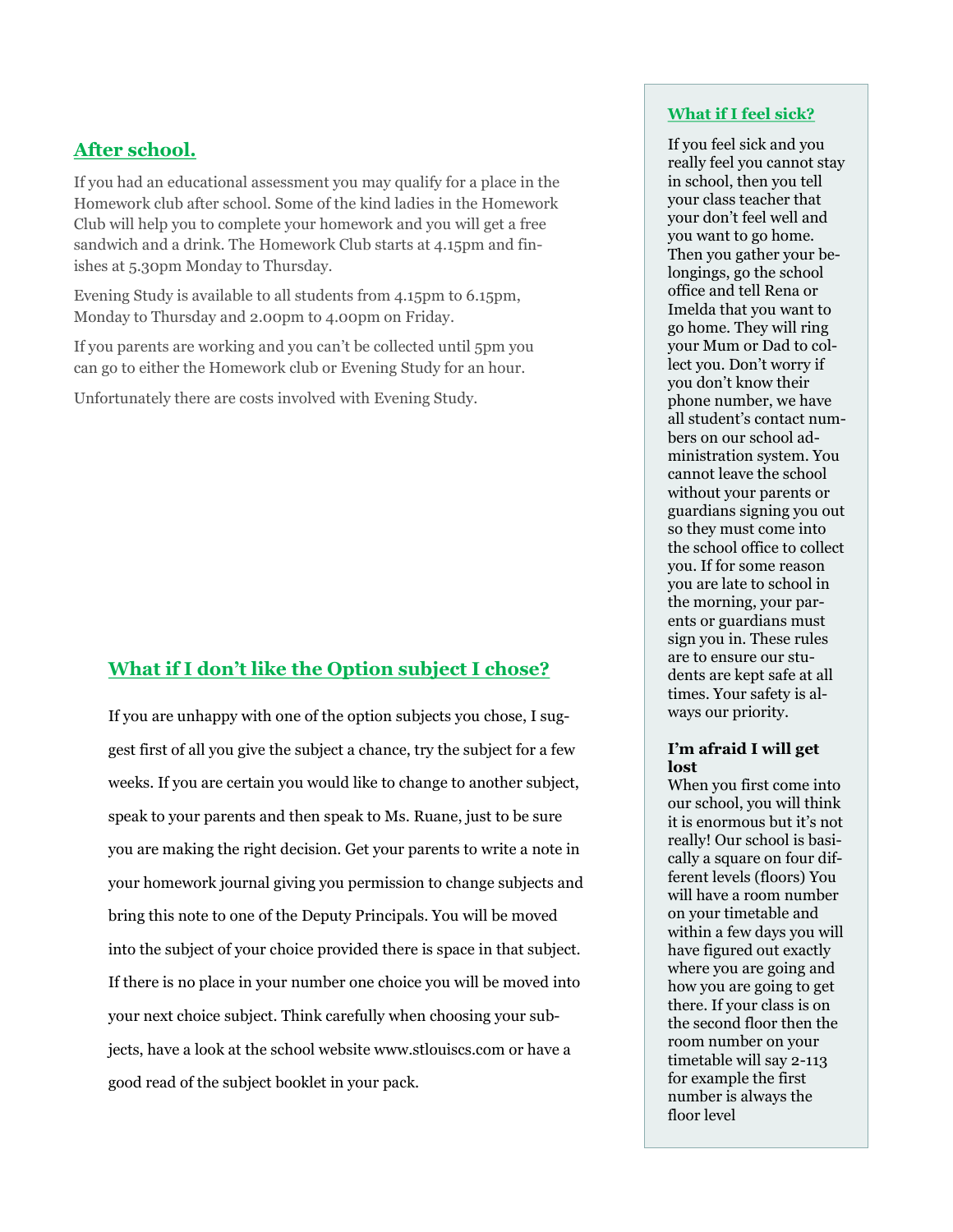## After school.

If you had an educational assessment you may qualify for a place in the Homework club after school. Some of the kind ladies in the Homework Club will help you to complete your homework and you will get a free sandwich and a drink. The Homework Club starts at 4.15pm and finishes at 5.30pm Monday to Thursday.

Evening Study is available to all students from 4.15pm to 6.15pm, Monday to Thursday and 2.00pm to 4.00pm on Friday.

If you parents are working and you can't be collected until 5pm you can go to either the Homework club or Evening Study for an hour.

Unfortunately there are costs involved with Evening Study.

## What if I don't like the Option subject I chose?

If you are unhappy with one of the option subjects you chose, I suggest first of all you give the subject a chance, try the subject for a few weeks. If you are certain you would like to change to another subject, speak to your parents and then speak to Ms. Ruane, just to be sure you are making the right decision. Get your parents to write a note in your homework journal giving you permission to change subjects and bring this note to one of the Deputy Principals. You will be moved into the subject of your choice provided there is space in that subject. If there is no place in your number one choice you will be moved into your next choice subject. Think carefully when choosing your subjects, have a look at the school website www.stlouiscs.com or have a good read of the subject booklet in your pack.

## What if I feel sick?

If you feel sick and you really feel you cannot stay in school, then you tell your class teacher that your don't feel well and you want to go home. Then you gather your belongings, go the school office and tell Rena or Imelda that you want to go home. They will ring your Mum or Dad to collect you. Don't worry if you don't know their phone number, we have all student's contact numbers on our school administration system. You cannot leave the school without your parents or guardians signing you out so they must come into the school office to collect you. If for some reason you are late to school in the morning, your parents or guardians must sign you in. These rules are to ensure our students are kept safe at all times. Your safety is always our priority.

**I'm afraid I will get lost**

When you first come into our school, you will think it is enormous but it's not really! Our school is basically a square on four different levels (floors) You will have a room number on your timetable and within a few days you will have figured out exactly where you are going and how you are going to get there. If your class is on the second floor then the room number on your timetable will say 2-113 for example the first number is always the floor level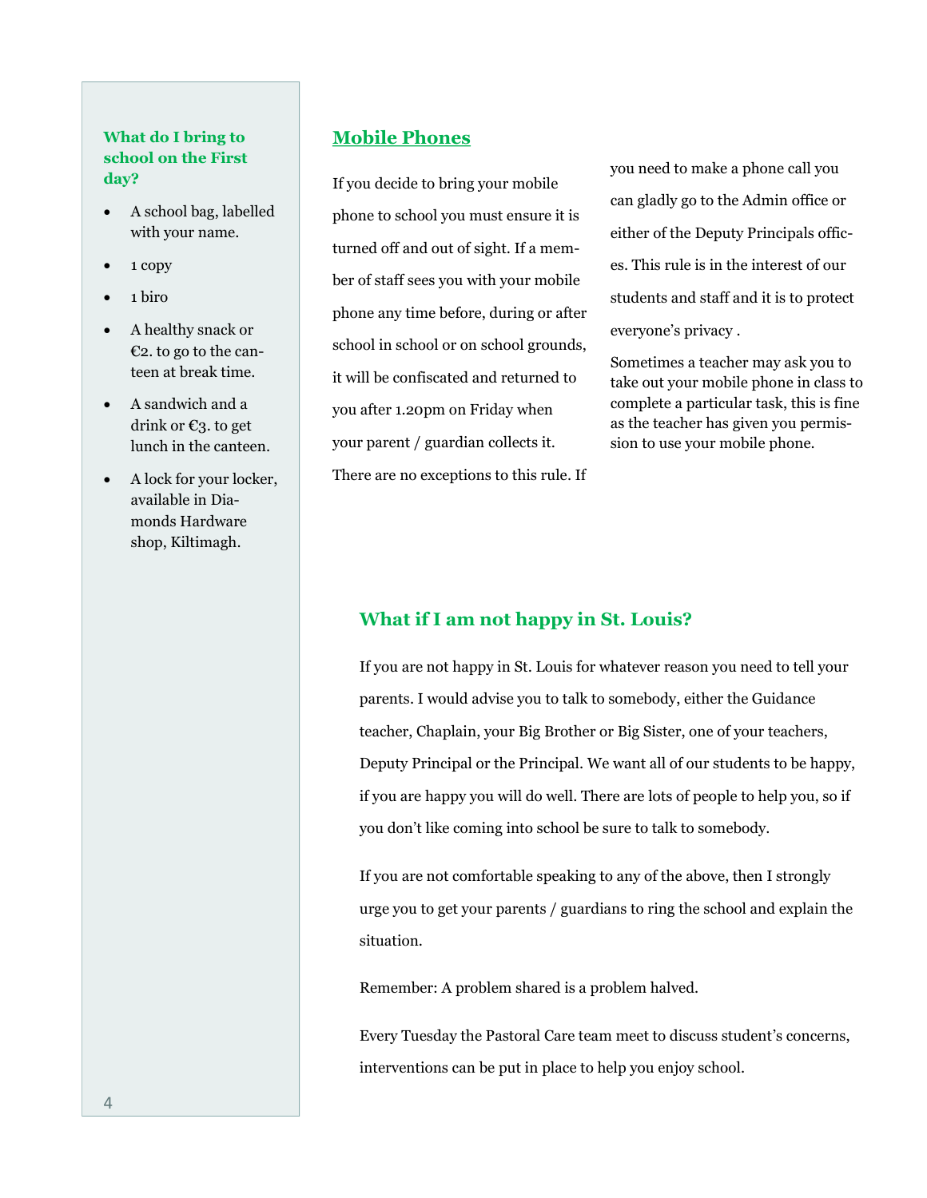### What do I bring to school on the First day?

- A school bag, labelled with your name.
- 1 copy
- 1 biro
- A healthy snack or €2. to go to the canteen at break time.
- A sandwich and a drink or €3. to get lunch in the canteen.
- A lock for your locker, available in Diamonds Hardware shop, Kiltimagh.

## Mobile Phones

If you decide to bring your mobile phone to school you must ensure it is turned off and out of sight. If a member of staff sees you with your mobile phone any time before, during or after school in school or on school grounds, it will be confiscated and returned to you after 1.20pm on Friday when your parent / guardian collects it. There are no exceptions to this rule. If you need to make a phone call you can gladly go to the Admin office or either of the Deputy Principals offices. This rule is in the interest of our students and staff and it is to protect everyone's privacy .

Sometimes a teacher may ask you to take out your mobile phone in class to complete a particular task, this is fine as the teacher has given you permission to use your mobile phone.

## What if I am not happy in St. Louis?

If you are not happy in St. Louis for whatever reason you need to tell your parents. I would advise you to talk to somebody, either the Guidance teacher, Chaplain, your Big Brother or Big Sister, one of your teachers, Deputy Principal or the Principal. We want all of our students to be happy, if you are happy you will do well. There are lots of people to help you, so if you don't like coming into school be sure to talk to somebody.

If you are not comfortable speaking to any of the above, then I strongly urge you to get your parents / guardians to ring the school and explain the situation.

Remember: A problem shared is a problem halved.

Every Tuesday the Pastoral Care team meet to discuss student's concerns, interventions can be put in place to help you enjoy school.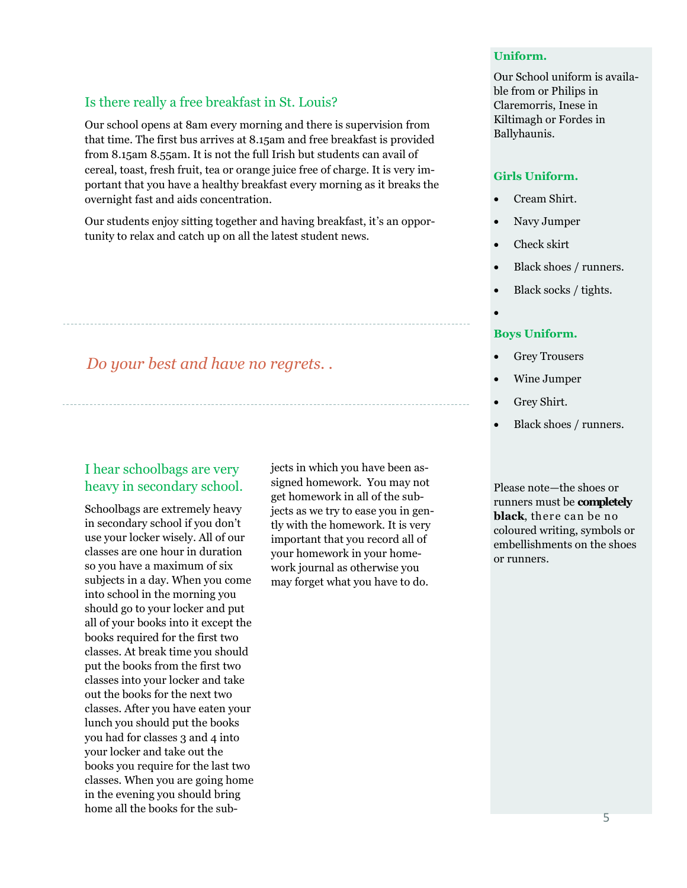## Is there really a free breakfast in St. Louis?

Our school opens at 8am every morning and there is supervision from that time. The first bus arrives at 8.15am and free breakfast is provided from 8.15am 8.55am. It is not the full Irish but students can avail of cereal, toast, fresh fruit, tea or orange juice free of charge. It is very important that you have a healthy breakfast every morning as it breaks the overnight fast and aids concentration.

Our students enjoy sitting together and having breakfast, it's an opportunity to relax and catch up on all the latest student news.

---

*Do your best and have no regrets. .*

---

## I hear schoolbags are very heavy in secondary school.

Schoolbags are extremely heavy in secondary school if you don't use your locker wisely. All of our classes are one hour in duration so you have a maximum of six subjects in a day. When you come into school in the morning you should go to your locker and put all of your books into it except the books required for the first two classes. At break time you should put the books from the first two classes into your locker and take out the books for the next two classes. After you have eaten your lunch you should put the books you had for classes 3 and 4 into your locker and take out the books you require for the last two classes. When you are going home in the evening you should bring home all the books for the subjects in which you have been assigned homework. You may not get homework in all of the subjects as we try to ease you in gently with the homework. It is very important that you record all of your homework in your homework journal as otherwise you may forget what you have to do.

### Uniform.

Our School uniform is available from or Philips in Claremorris, Inese in Kiltimagh or Fordes in Ballyhaunis.

### Girls Uniform.

- Cream Shirt.
- Navy Jumper
- Check skirt
- Black shoes / runners.
- Black socks / tights.

### Boys Uniform.

- Grey Trousers
- Wine Jumper
- Grey Shirt.
- Black shoes / runners.

Please note—the shoes or runners must be **completely black**, there can be no coloured writing, symbols or embellishments on the shoes or runners.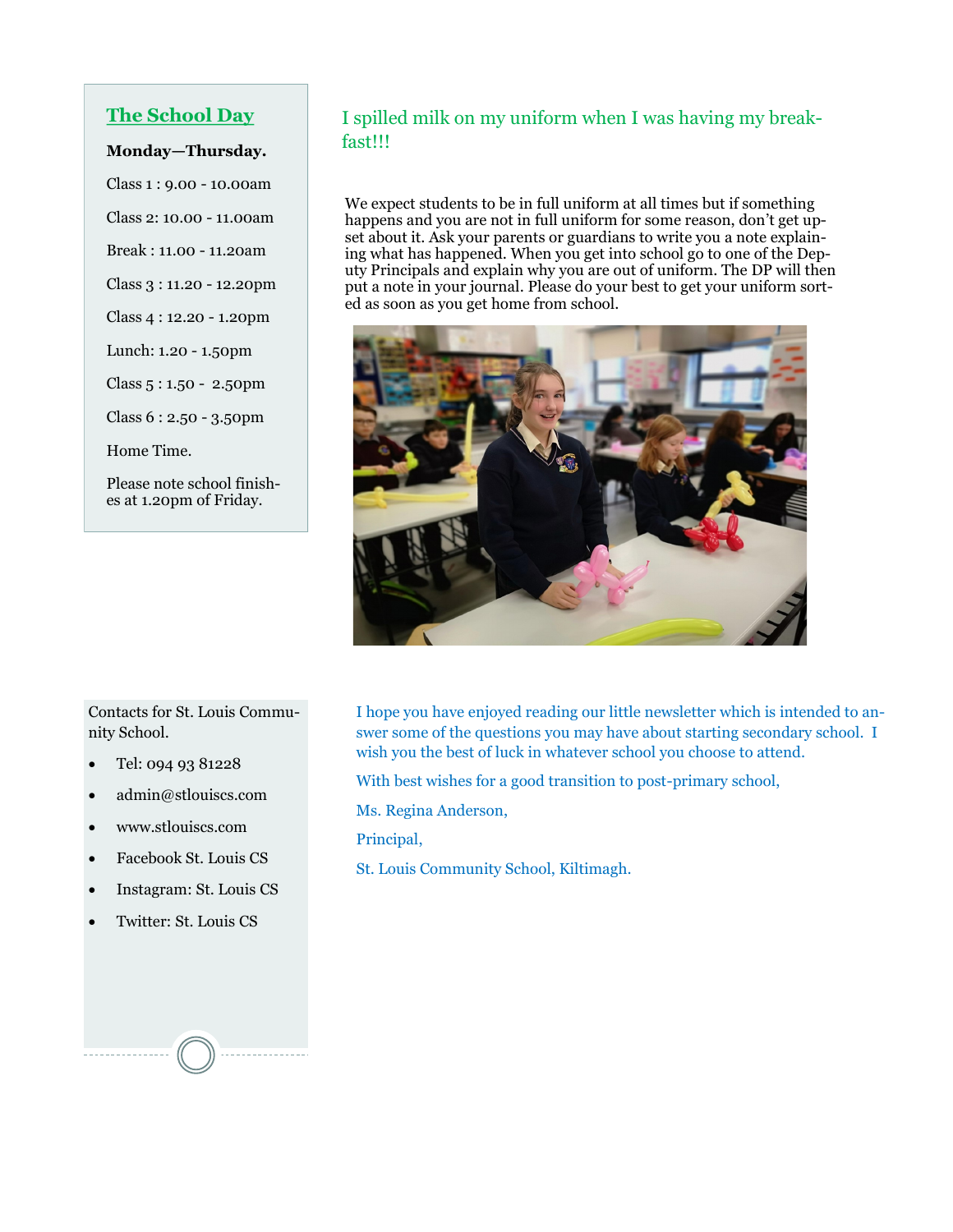## The School Day

**Monday—Thursday.**

Class 1 : 9.00 - 10.00am

Class 2: 10.00 - 11.00am

Break : 11.00 - 11.20am

Class 3 : 11.20 - 12.20pm

Class 4 : 12.20 - 1.20pm

Lunch: 1.20 - 1.50pm

Class 5 : 1.50 - 2.50pm

Class 6 : 2.50 - 3.50pm

Home Time.

Please note school finishes at 1.20pm of Friday.

## I spilled milk on my uniform when I was having my breakfast!!!

We expect students to be in full uniform at all times but if something happens and you are not in full uniform for some reason, don't get upset about it. Ask your parents or guardians to write you a note explaining what has happened. When you get into school go to one of the Deputy Principals and explain why you are out of uniform. The DP will then put a note in your journal. Please do your best to get your uniform sorted as soon as you get home from school.

Contacts for St. Louis Community School.

- Tel: 094 93 81228
- admin@stlouiscs.com
- www.stlouiscs.com
- Facebook St. Louis CS
- Instagram: St. Louis CS
- Twitter: St. Louis CS

I hope you have enjoyed reading our little newsletter which is intended to answer some of the questions you may have about starting secondary school. I wish you the best of luck in whatever school you choose to attend.

With best wishes for a good transition to post-primary school,

Ms. Regina Anderson,

Principal,

St. Louis Community School, Kiltimagh.